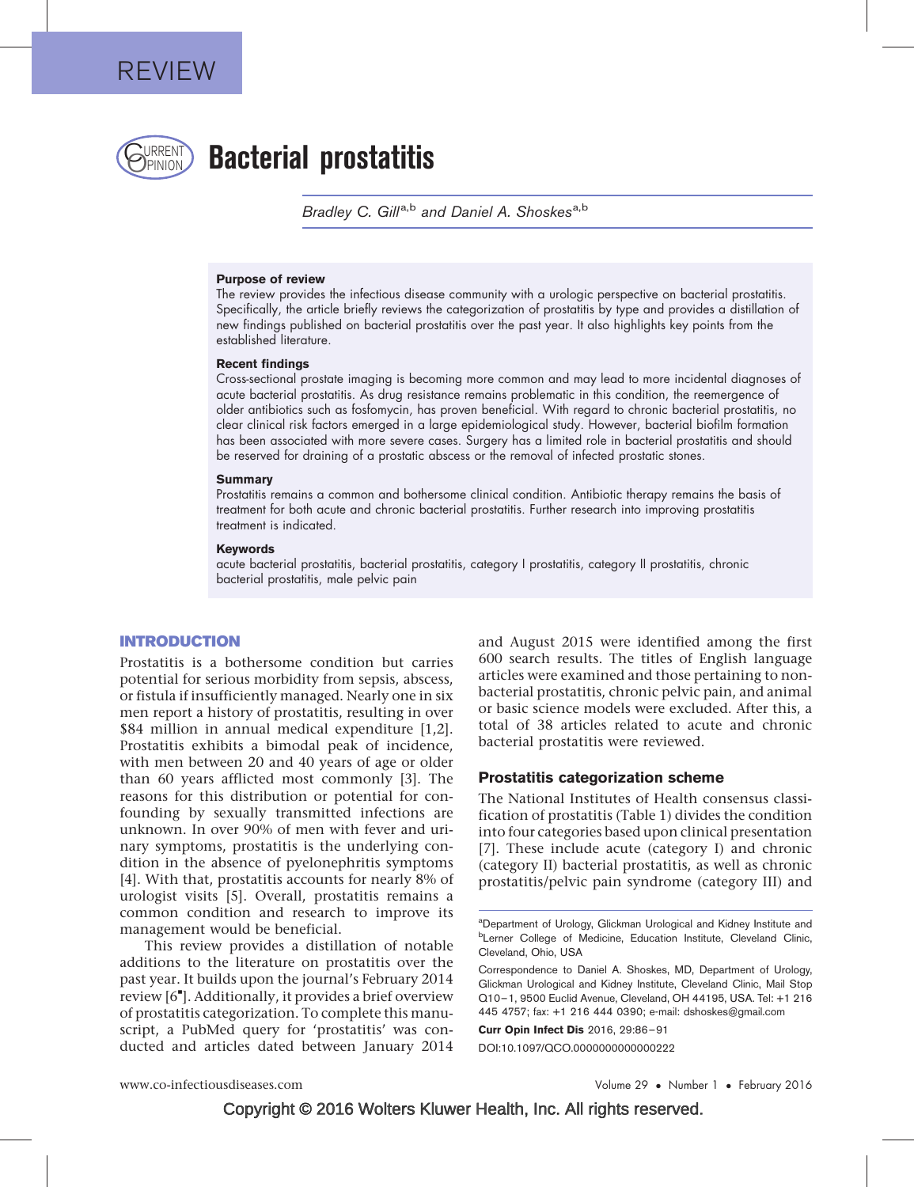REVIEW

# Bacterial prostatitis

*Bradley C. Gill*[a,b] *and Daniel A. Shoskes*[a,b]

**Purpose of review**

The review provides the infectious disease community with a urologic perspective on bacterial prostatitis. Specifically, the article briefly reviews the categorization of prostatitis by type and provides a distillation of new findings published on bacterial prostatitis over the past year. It also highlights key points from the established literature.

**Recent findings**

Cross-sectional prostate imaging is becoming more common and may lead to more incidental diagnoses of acute bacterial prostatitis. As drug resistance remains problematic in this condition, the reemergence of older antibiotics such as fosfomycin, has proven beneficial. With regard to chronic bacterial prostatitis, no clear clinical risk factors emerged in a large epidemiological study. However, bacterial biofilm formation has been associated with more severe cases. Surgery has a limited role in bacterial prostatitis and should be reserved for draining of a prostatic abscess or the removal of infected prostatic stones.

**Summary**

Prostatitis remains a common and bothersome clinical condition. Antibiotic therapy remains the basis of treatment for both acute and chronic bacterial prostatitis. Further research into improving prostatitis treatment is indicated.

**Keywords**

acute bacterial prostatitis, bacterial prostatitis, category I prostatitis, category II prostatitis, chronic bacterial prostatitis, male pelvic pain

## INTRODUCTION

Prostatitis is a bothersome condition but carries potential for serious morbidity from sepsis, abscess, or fistula if insufficiently managed. Nearly one in six men report a history of prostatitis, resulting in over $84 million in annual medical expenditure [1,2]. Prostatitis exhibits a bimodal peak of incidence, with men between 20 and 40 years of age or older than 60 years afflicted most commonly [3]. The reasons for this distribution or potential for confounding by sexually transmitted infections are unknown. In over 90% of men with fever and urinary symptoms, prostatitis is the underlying condition in the absence of pyelonephritis symptoms [4]. With that, prostatitis accounts for nearly 8% of urologist visits [5]. Overall, prostatitis remains a common condition and research to improve its management would be beneficial.

This review provides a distillation of notable additions to the literature on prostatitis over the past year. It builds upon the journal's February 2014 review [6▪]. Additionally, it provides a brief overview of prostatitis categorization. To complete this manuscript, a PubMed query for 'prostatitis' was conducted and articles dated between January 2014 and August 2015 were identified among the first 600 search results. The titles of English language articles were examined and those pertaining to nonbacterial prostatitis, chronic pelvic pain, and animal or basic science models were excluded. After this, a total of 38 articles related to acute and chronic bacterial prostatitis were reviewed.

### Prostatitis categorization scheme

The National Institutes of Health consensus classification of prostatitis (Table 1) divides the condition into four categories based upon clinical presentation [7]. These include acute (category I) and chronic (category II) bacterial prostatitis, as well as chronic prostatitis/pelvic pain syndrome (category III) and

[a]Department of Urology, Glickman Urological and Kidney Institute and [b]Lerner College of Medicine, Education Institute, Cleveland Clinic, Cleveland, Ohio, USA

Correspondence to Daniel A. Shoskes, MD, Department of Urology, Glickman Urological and Kidney Institute, Cleveland Clinic, Mail Stop Q10–1, 9500 Euclid Avenue, Cleveland, OH 44195, USA. Tel: +1 216 445 4757; fax: +1 216 444 0390; e-mail: dshoskes@gmail.com

**Curr Opin Infect Dis** 2016, 29:86–91

DOI:10.1097/QCO.0000000000000222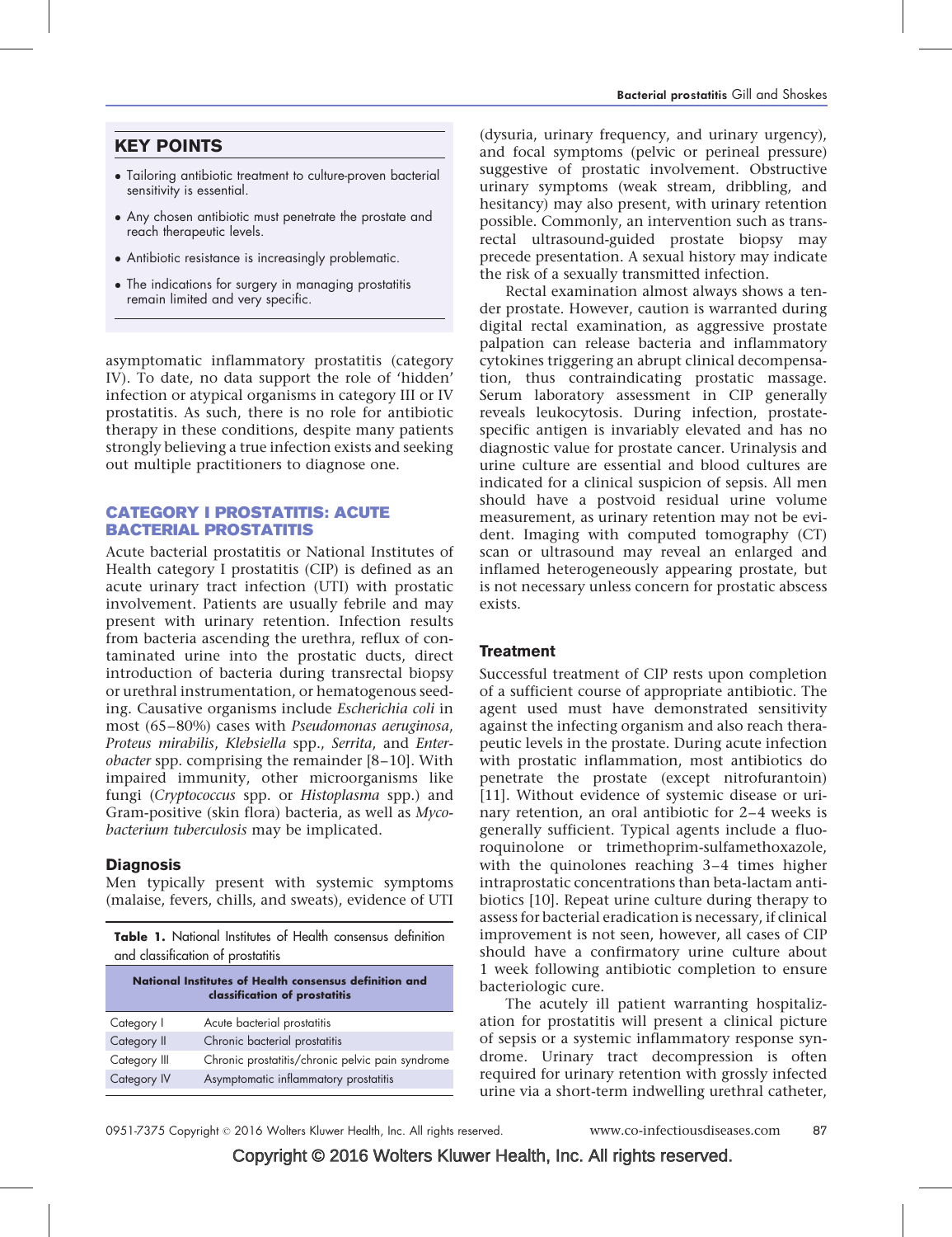## KEY POINTS

- Tailoring antibiotic treatment to culture-proven bacterial sensitivity is essential.
- Any chosen antibiotic must penetrate the prostate and reach therapeutic levels.
- Antibiotic resistance is increasingly problematic.
- The indications for surgery in managing prostatitis remain limited and very specific.

asymptomatic inflammatory prostatitis (category IV). To date, no data support the role of 'hidden' infection or atypical organisms in category III or IV prostatitis. As such, there is no role for antibiotic therapy in these conditions, despite many patients strongly believing a true infection exists and seeking out multiple practitioners to diagnose one.

## CATEGORY I PROSTATITIS: ACUTE BACTERIAL PROSTATITIS

Acute bacterial prostatitis or National Institutes of Health category I prostatitis (CIP) is defined as an acute urinary tract infection (UTI) with prostatic involvement. Patients are usually febrile and may present with urinary retention. Infection results from bacteria ascending the urethra, reflux of contaminated urine into the prostatic ducts, direct introduction of bacteria during transrectal biopsy or urethral instrumentation, or hematogenous seeding. Causative organisms include *Escherichia coli* in most (65–80%) cases with *Pseudomonas aeruginosa*, *Proteus mirabilis*, *Klebsiella* spp., *Serrita*, and *Enterobacter* spp. comprising the remainder [8–10]. With impaired immunity, other microorganisms like fungi (*Cryptococcus* spp. or *Histoplasma* spp.) and Gram-positive (skin flora) bacteria, as well as *Mycobacterium tuberculosis* may be implicated.

### Diagnosis

Men typically present with systemic symptoms (malaise, fevers, chills, and sweats), evidence of UTI (dysuria, urinary frequency, and urinary urgency), and focal symptoms (pelvic or perineal pressure) suggestive of prostatic involvement. Obstructive urinary symptoms (weak stream, dribbling, and hesitancy) may also present, with urinary retention possible. Commonly, an intervention such as transrectal ultrasound-guided prostate biopsy may precede presentation. A sexual history may indicate the risk of a sexually transmitted infection.

Rectal examination almost always shows a tender prostate. However, caution is warranted during digital rectal examination, as aggressive prostate palpation can release bacteria and inflammatory cytokines triggering an abrupt clinical decompensation, thus contraindicating prostatic massage. Serum laboratory assessment in CIP generally reveals leukocytosis. During infection, prostate-specific antigen is invariably elevated and has no diagnostic value for prostate cancer. Urinalysis and urine culture are essential and blood cultures are indicated for a clinical suspicion of sepsis. All men should have a postvoid residual urine volume measurement, as urinary retention may not be evident. Imaging with computed tomography (CT) scan or ultrasound may reveal an enlarged and inflamed heterogeneously appearing prostate, but is not necessary unless concern for prostatic abscess exists.

**Table 1.** National Institutes of Health consensus definition and classification of prostatitis

| National Institutes of Health consensus definition and classification of prostatitis | |
|---|---|
| Category I | Acute bacterial prostatitis |
| Category II | Chronic bacterial prostatitis |
| Category III | Chronic prostatitis/chronic pelvic pain syndrome |
| Category IV | Asymptomatic inflammatory prostatitis |

### Treatment

Successful treatment of CIP rests upon completion of a sufficient course of appropriate antibiotic. The agent used must have demonstrated sensitivity against the infecting organism and also reach therapeutic levels in the prostate. During acute infection with prostatic inflammation, most antibiotics do penetrate the prostate (except nitrofurantoin) [11]. Without evidence of systemic disease or urinary retention, an oral antibiotic for 2–4 weeks is generally sufficient. Typical agents include a fluoroquinolone or trimethoprim-sulfamethoxazole, with the quinolones reaching 3–4 times higher intraprostatic concentrations than beta-lactam antibiotics [10]. Repeat urine culture during therapy to assess for bacterial eradication is necessary, if clinical improvement is not seen, however, all cases of CIP should have a confirmatory urine culture about 1 week following antibiotic completion to ensure bacteriologic cure.

The acutely ill patient warranting hospitalization for prostatitis will present a clinical picture of sepsis or a systemic inflammatory response syndrome. Urinary tract decompression is often required for urinary retention with grossly infected urine via a short-term indwelling urethral catheter,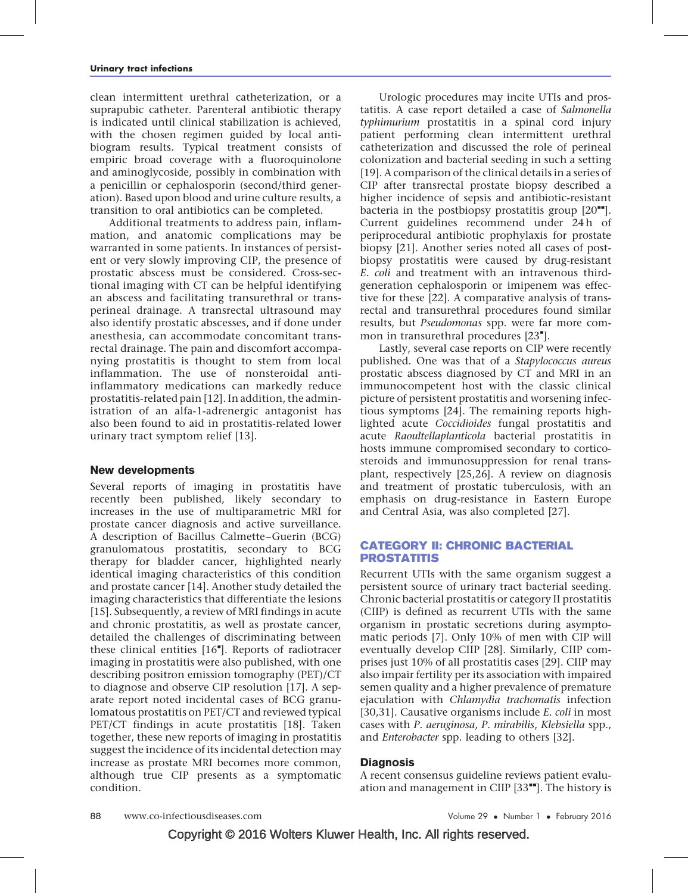clean intermittent urethral catheterization, or a suprapubic catheter. Parenteral antibiotic therapy is indicated until clinical stabilization is achieved, with the chosen regimen guided by local antibiogram results. Typical treatment consists of empiric broad coverage with a fluoroquinolone and aminoglycoside, possibly in combination with a penicillin or cephalosporin (second/third generation). Based upon blood and urine culture results, a transition to oral antibiotics can be completed.

Additional treatments to address pain, inflammation, and anatomic complications may be warranted in some patients. In instances of persistent or very slowly improving CIP, the presence of prostatic abscess must be considered. Cross-sectional imaging with CT can be helpful identifying an abscess and facilitating transurethral or transperineal drainage. A transrectal ultrasound may also identify prostatic abscesses, and if done under anesthesia, can accommodate concomitant transrectal drainage. The pain and discomfort accompanying prostatitis is thought to stem from local inflammation. The use of nonsteroidal anti-inflammatory medications can markedly reduce prostatitis-related pain [12]. In addition, the administration of an alfa-1-adrenergic antagonist has also been found to aid in prostatitis-related lower urinary tract symptom relief [13].

### New developments

Several reports of imaging in prostatitis have recently been published, likely secondary to increases in the use of multiparametric MRI for prostate cancer diagnosis and active surveillance. A description of Bacillus Calmette–Guerin (BCG) granulomatous prostatitis, secondary to BCG therapy for bladder cancer, highlighted nearly identical imaging characteristics of this condition and prostate cancer [14]. Another study detailed the imaging characteristics that differentiate the lesions [15]. Subsequently, a review of MRI findings in acute and chronic prostatitis, as well as prostate cancer, detailed the challenges of discriminating between these clinical entities [16▪]. Reports of radiotracer imaging in prostatitis were also published, with one describing positron emission tomography (PET)/CT to diagnose and observe CIP resolution [17]. A separate report noted incidental cases of BCG granulomatous prostatitis on PET/CT and reviewed typical PET/CT findings in acute prostatitis [18]. Taken together, these new reports of imaging in prostatitis suggest the incidence of its incidental detection may increase as prostate MRI becomes more common, although true CIP presents as a symptomatic condition.

Urologic procedures may incite UTIs and prostatitis. A case report detailed a case of *Salmonella typhimurium* prostatitis in a spinal cord injury patient performing clean intermittent urethral catheterization and discussed the role of perineal colonization and bacterial seeding in such a setting [19]. A comparison of the clinical details in a series of CIP after transrectal prostate biopsy described a higher incidence of sepsis and antibiotic-resistant bacteria in the postbiopsy prostatitis group [20▪▪]. Current guidelines recommend under 24 h of periprocedural antibiotic prophylaxis for prostate biopsy [21]. Another series noted all cases of postbiopsy prostatitis were caused by drug-resistant *E. coli* and treatment with an intravenous third-generation cephalosporin or imipenem was effective for these [22]. A comparative analysis of transrectal and transurethral procedures found similar results, but *Pseudomonas* spp. were far more common in transurethral procedures [23▪].

Lastly, several case reports on CIP were recently published. One was that of a *Stapylococcus aureus* prostatic abscess diagnosed by CT and MRI in an immunocompetent host with the classic clinical picture of persistent prostatitis and worsening infectious symptoms [24]. The remaining reports highlighted acute *Coccidioides* fungal prostatitis and acute *Raoultellaplanticola* bacterial prostatitis in hosts immune compromised secondary to corticosteroids and immunosuppression for renal transplant, respectively [25,26]. A review on diagnosis and treatment of prostatic tuberculosis, with an emphasis on drug-resistance in Eastern Europe and Central Asia, was also completed [27].

## CATEGORY II: CHRONIC BACTERIAL PROSTATITIS

Recurrent UTIs with the same organism suggest a persistent source of urinary tract bacterial seeding. Chronic bacterial prostatitis or category II prostatitis (CIIP) is defined as recurrent UTIs with the same organism in prostatic secretions during asymptomatic periods [7]. Only 10% of men with CIP will eventually develop CIIP [28]. Similarly, CIIP comprises just 10% of all prostatitis cases [29]. CIIP may also impair fertility per its association with impaired semen quality and a higher prevalence of premature ejaculation with *Chlamydia trachomatis* infection [30,31]. Causative organisms include *E. coli* in most cases with *P. aeruginosa*, *P. mirabilis*, *Klebsiella* spp., and *Enterobacter* spp. leading to others [32].

### Diagnosis

A recent consensus guideline reviews patient evaluation and management in CIIP [33▪▪]. The history is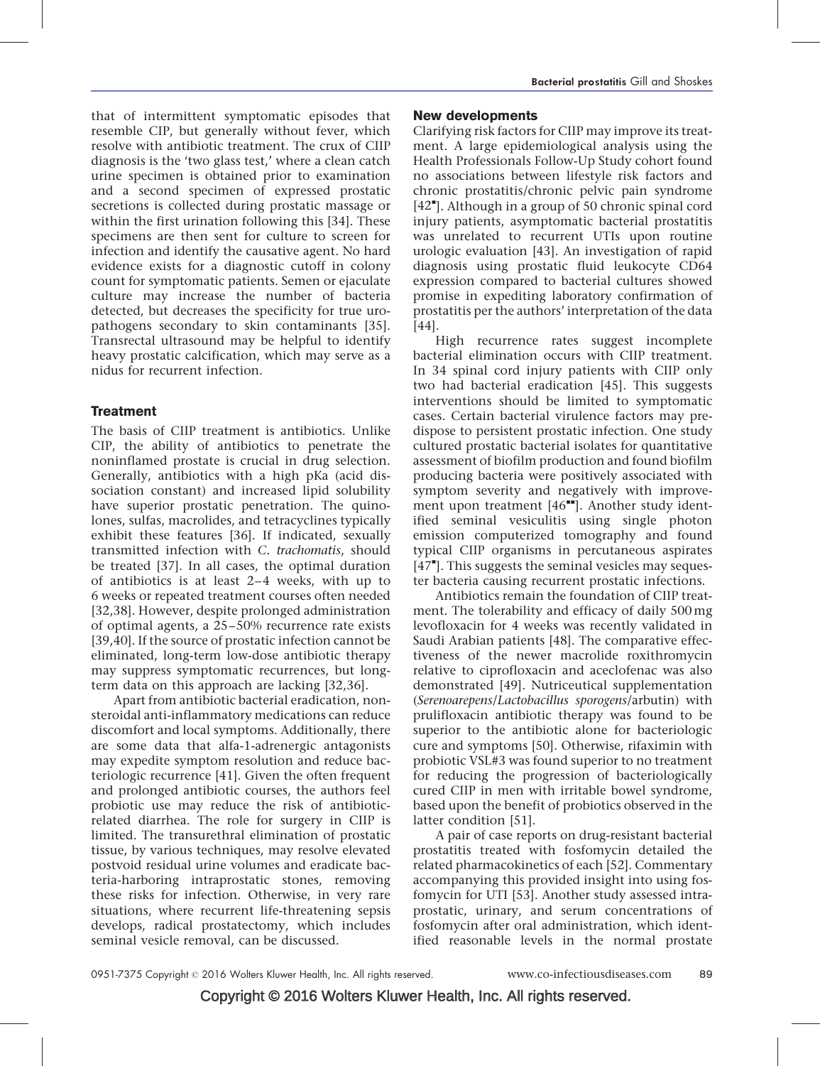that of intermittent symptomatic episodes that resemble CIP, but generally without fever, which resolve with antibiotic treatment. The crux of CIIP diagnosis is the 'two glass test,' where a clean catch urine specimen is obtained prior to examination and a second specimen of expressed prostatic secretions is collected during prostatic massage or within the first urination following this [34]. These specimens are then sent for culture to screen for infection and identify the causative agent. No hard evidence exists for a diagnostic cutoff in colony count for symptomatic patients. Semen or ejaculate culture may increase the number of bacteria detected, but decreases the specificity for true uropathogens secondary to skin contaminants [35]. Transrectal ultrasound may be helpful to identify heavy prostatic calcification, which may serve as a nidus for recurrent infection.

## Treatment

The basis of CIIP treatment is antibiotics. Unlike CIP, the ability of antibiotics to penetrate the noninflamed prostate is crucial in drug selection. Generally, antibiotics with a high pKa (acid dissociation constant) and increased lipid solubility have superior prostatic penetration. The quinolones, sulfas, macrolides, and tetracyclines typically exhibit these features [36]. If indicated, sexually transmitted infection with *C. trachomatis*, should be treated [37]. In all cases, the optimal duration of antibiotics is at least 2–4 weeks, with up to 6 weeks or repeated treatment courses often needed [32,38]. However, despite prolonged administration of optimal agents, a 25–50% recurrence rate exists [39,40]. If the source of prostatic infection cannot be eliminated, long-term low-dose antibiotic therapy may suppress symptomatic recurrences, but long-term data on this approach are lacking [32,36].

Apart from antibiotic bacterial eradication, nonsteroidal anti-inflammatory medications can reduce discomfort and local symptoms. Additionally, there are some data that alfa-1-adrenergic antagonists may expedite symptom resolution and reduce bacteriologic recurrence [41]. Given the often frequent and prolonged antibiotic courses, the authors feel probiotic use may reduce the risk of antibiotic-related diarrhea. The role for surgery in CIIP is limited. The transurethral elimination of prostatic tissue, by various techniques, may resolve elevated postvoid residual urine volumes and eradicate bacteria-harboring intraprostatic stones, removing these risks for infection. Otherwise, in very rare situations, where recurrent life-threatening sepsis develops, radical prostatectomy, which includes seminal vesicle removal, can be discussed.

## New developments

Clarifying risk factors for CIIP may improve its treatment. A large epidemiological analysis using the Health Professionals Follow-Up Study cohort found no associations between lifestyle risk factors and chronic prostatitis/chronic pelvic pain syndrome [42▪]. Although in a group of 50 chronic spinal cord injury patients, asymptomatic bacterial prostatitis was unrelated to recurrent UTIs upon routine urologic evaluation [43]. An investigation of rapid diagnosis using prostatic fluid leukocyte CD64 expression compared to bacterial cultures showed promise in expediting laboratory confirmation of prostatitis per the authors' interpretation of the data [44].

High recurrence rates suggest incomplete bacterial elimination occurs with CIIP treatment. In 34 spinal cord injury patients with CIIP only two had bacterial eradication [45]. This suggests interventions should be limited to symptomatic cases. Certain bacterial virulence factors may predispose to persistent prostatic infection. One study cultured prostatic bacterial isolates for quantitative assessment of biofilm production and found biofilm producing bacteria were positively associated with symptom severity and negatively with improvement upon treatment [46▪▪]. Another study identified seminal vesiculitis using single photon emission computerized tomography and found typical CIIP organisms in percutaneous aspirates [47▪]. This suggests the seminal vesicles may sequester bacteria causing recurrent prostatic infections.

Antibiotics remain the foundation of CIIP treatment. The tolerability and efficacy of daily 500 mg levofloxacin for 4 weeks was recently validated in Saudi Arabian patients [48]. The comparative effectiveness of the newer macrolide roxithromycin relative to ciprofloxacin and aceclofenac was also demonstrated [49]. Nutriceutical supplementation (*Serenoarepens*/*Lactobacillus sporogens*/arbutin) with prulifloxacin antibiotic therapy was found to be superior to the antibiotic alone for bacteriologic cure and symptoms [50]. Otherwise, rifaximin with probiotic VSL#3 was found superior to no treatment for reducing the progression of bacteriologically cured CIIP in men with irritable bowel syndrome, based upon the benefit of probiotics observed in the latter condition [51].

A pair of case reports on drug-resistant bacterial prostatitis treated with fosfomycin detailed the related pharmacokinetics of each [52]. Commentary accompanying this provided insight into using fosfomycin for UTI [53]. Another study assessed intraprostatic, urinary, and serum concentrations of fosfomycin after oral administration, which identified reasonable levels in the normal prostate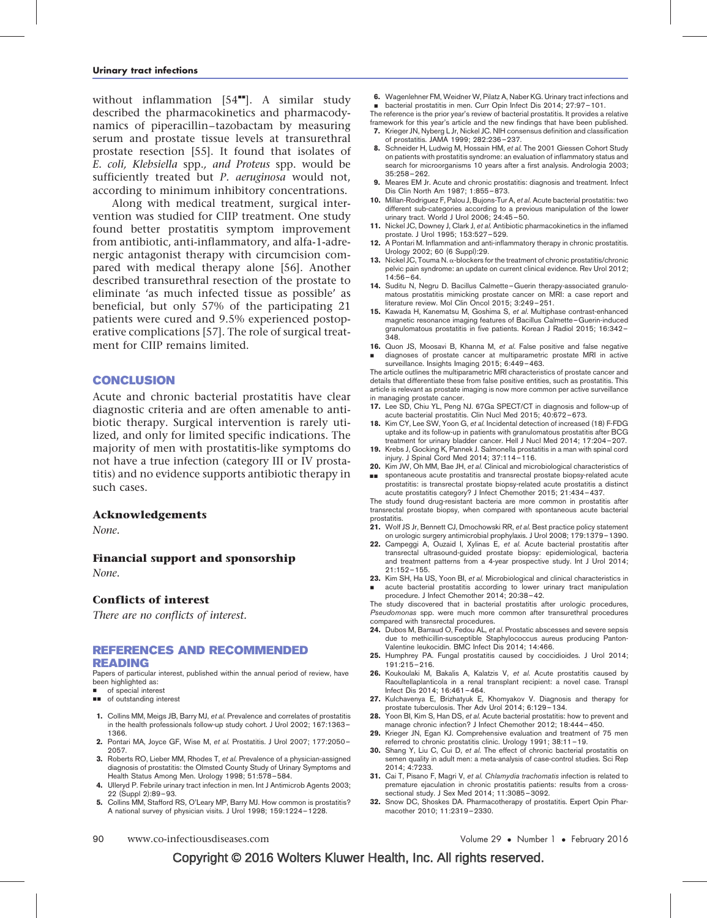without inflammation [54■■]. A similar study described the pharmacokinetics and pharmacodynamics of piperacillin–tazobactam by measuring serum and prostate tissue levels at transurethral prostate resection [55]. It found that isolates of *E. coli, Klebsiella* spp., *and Proteus* spp. would be sufficiently treated but *P. aeruginosa* would not, according to minimum inhibitory concentrations.

Along with medical treatment, surgical intervention was studied for CIIP treatment. One study found better prostatitis symptom improvement from antibiotic, anti-inflammatory, and alfa-1-adrenergic antagonist therapy with circumcision compared with medical therapy alone [56]. Another described transurethral resection of the prostate to eliminate 'as much infected tissue as possible' as beneficial, but only 57% of the participating 21 patients were cured and 9.5% experienced postoperative complications [57]. The role of surgical treatment for CIIP remains limited.

## CONCLUSION

Acute and chronic bacterial prostatitis have clear diagnostic criteria and are often amenable to antibiotic therapy. Surgical intervention is rarely utilized, and only for limited specific indications. The majority of men with prostatitis-like symptoms do not have a true infection (category III or IV prostatitis) and no evidence supports antibiotic therapy in such cases.

### Acknowledgements

*None.*

### Financial support and sponsorship

*None.*

### Conflicts of interest

*There are no conflicts of interest.*

## REFERENCES AND RECOMMENDED READING

Papers of particular interest, published within the annual period of review, have been highlighted as:

- ■ of special interest
- ■■ of outstanding interest

1. Collins MM, Meigs JB, Barry MJ, *et al.* Prevalence and correlates of prostatitis in the health professionals follow-up study cohort. J Urol 2002; 167:1363–1366.
2. Pontari MA, Joyce GF, Wise M, *et al.* Prostatitis. J Urol 2007; 177:2050–2057.
3. Roberts RO, Lieber MM, Rhodes T, *et al.* Prevalence of a physician-assigned diagnosis of prostatitis: the Olmsted County Study of Urinary Symptoms and Health Status Among Men. Urology 1998; 51:578–584.
4. Ulleryd P. Febrile urinary tract infection in men. Int J Antimicrob Agents 2003; 22 (Suppl 2):89–93.
5. Collins MM, Stafford RS, O'Leary MP, Barry MJ. How common is prostatitis? A national survey of physician visits. J Urol 1998; 159:1224–1228.
6. ■ Wagenlehner FM, Weidner W, Pilatz A, Naber KG. Urinary tract infections and bacterial prostatitis in men. Curr Opin Infect Dis 2014; 27:97–101.
The reference is the prior year's review of bacterial prostatitis. It provides a relative framework for this year's article and the new findings that have been published.
7. Krieger JN, Nyberg L Jr, Nickel JC. NIH consensus definition and classification of prostatitis. JAMA 1999; 282:236–237.
8. Schneider H, Ludwig M, Hossain HM, *et al.* The 2001 Giessen Cohort Study on patients with prostatitis syndrome: an evaluation of inflammatory status and search for microorganisms 10 years after a first analysis. Andrologia 2003; 35:258–262.
9. Meares EM Jr. Acute and chronic prostatitis: diagnosis and treatment. Infect Dis Clin North Am 1987; 1:855–873.
10. Millan-Rodriguez F, Palou J, Bujons-Tur A, *et al.* Acute bacterial prostatitis: two different sub-categories according to a previous manipulation of the lower urinary tract. World J Urol 2006; 24:45–50.
11. Nickel JC, Downey J, Clark J, *et al.* Antibiotic pharmacokinetics in the inflamed prostate. J Urol 1995; 153:527–529.
12. A Pontari M. Inflammation and anti-inflammatory therapy in chronic prostatitis. Urology 2002; 60 (6 Suppl):29.
13. Nickel JC, Touma N. α-blockers for the treatment of chronic prostatitis/chronic pelvic pain syndrome: an update on current clinical evidence. Rev Urol 2012; 14:56–64.
14. Suditu N, Negru D. Bacillus Calmette–Guerin therapy-associated granulomatous prostatitis mimicking prostate cancer on MRI: a case report and literature review. Mol Clin Oncol 2015; 3:249–251.
15. Kawada H, Kanematsu M, Goshima S, *et al.* Multiphase contrast-enhanced magnetic resonance imaging features of Bacillus Calmette–Guerin-induced granulomatous prostatitis in five patients. Korean J Radiol 2015; 16:342–348.
16. ■ Quon JS, Moosavi B, Khanna M, *et al.* False positive and false negative diagnoses of prostate cancer at multiparametric prostate MRI in active surveillance. Insights Imaging 2015; 6:449–463.
The article outlines the multiparametric MRI characteristics of prostate cancer and details that differentiate these from false positive entities, such as prostatitis. This article is relevant as prostate imaging is now more common per active surveillance in managing prostate cancer.
17. Lee SD, Chiu YL, Peng NJ. 67Ga SPECT/CT in diagnosis and follow-up of acute bacterial prostatitis. Clin Nucl Med 2015; 40:672–673.
18. Kim CY, Lee SW, Yoon G, *et al.* Incidental detection of increased (18) F-FDG uptake and its follow-up in patients with granulomatous prostatitis after BCG treatment for urinary bladder cancer. Hell J Nucl Med 2014; 17:204–207.
19. Krebs J, Gocking K, Pannek J. Salmonella prostatitis in a man with spinal cord injury. J Spinal Cord Med 2014; 37:114–116.
20. ■■ Kim JW, Oh MM, Bae JH, *et al.* Clinical and microbiological characteristics of spontaneous acute prostatitis and transrectal prostate biopsy-related acute prostatitis: is transrectal prostate biopsy-related acute prostatitis a distinct acute prostatitis category? J Infect Chemother 2015; 21:434–437.
The study found drug-resistant bacteria are more common in prostatitis after transrectal prostate biopsy, when compared with spontaneous acute bacterial prostatitis.
21. Wolf JS Jr, Bennett CJ, Dmochowski RR, *et al.* Best practice policy statement on urologic surgery antimicrobial prophylaxis. J Urol 2008; 179:1379–1390.
22. Campeggi A, Ouzaid I, Xylinas E, *et al.* Acute bacterial prostatitis after transrectal ultrasound-guided prostate biopsy: epidemiological, bacteria and treatment patterns from a 4-year prospective study. Int J Urol 2014; 21:152–155.
23. ■ Kim SH, Ha US, Yoon BI, *et al.* Microbiological and clinical characteristics in acute bacterial prostatitis according to lower urinary tract manipulation procedure. J Infect Chemother 2014; 20:38–42.
The study discovered that in bacterial prostatitis after urologic procedures, *Pseudomonas* spp. were much more common after transurethral procedures compared with transrectal procedures.
24. Dubos M, Barraud O, Fedou AL, *et al.* Prostatic abscesses and severe sepsis due to methicillin-susceptible Staphylococcus aureus producing Panton-Valentine leukocidin. BMC Infect Dis 2014; 14:466.
25. Humphrey PA. Fungal prostatitis caused by coccidioides. J Urol 2014; 191:215–216.
26. Koukoulaki M, Bakalis A, Kalatzis V, *et al.* Acute prostatitis caused by Raoultellaplanticola in a renal transplant recipient: a novel case. Transpl Infect Dis 2014; 16:461–464.
27. Kulchavenya E, Brizhatyuk E, Khomyakov V. Diagnosis and therapy for prostate tuberculosis. Ther Adv Urol 2014; 6:129–134.
28. Yoon BI, Kim S, Han DS, *et al.* Acute bacterial prostatitis: how to prevent and manage chronic infection? J Infect Chemother 2012; 18:444–450.
29. Krieger JN, Egan KJ. Comprehensive evaluation and treatment of 75 men referred to chronic prostatitis clinic. Urology 1991; 38:11–19.
30. Shang Y, Liu C, Cui D, *et al.* The effect of chronic bacterial prostatitis on semen quality in adult men: a meta-analysis of case-control studies. Sci Rep 2014; 4:7233.
31. Cai T, Pisano F, Magri V, *et al. Chlamydia trachomatis* infection is related to premature ejaculation in chronic prostatitis patients: results from a cross-sectional study. J Sex Med 2014; 11:3085–3092.
32. Snow DC, Shoskes DA. Pharmacotherapy of prostatitis. Expert Opin Pharmacother 2010; 11:2319–2330.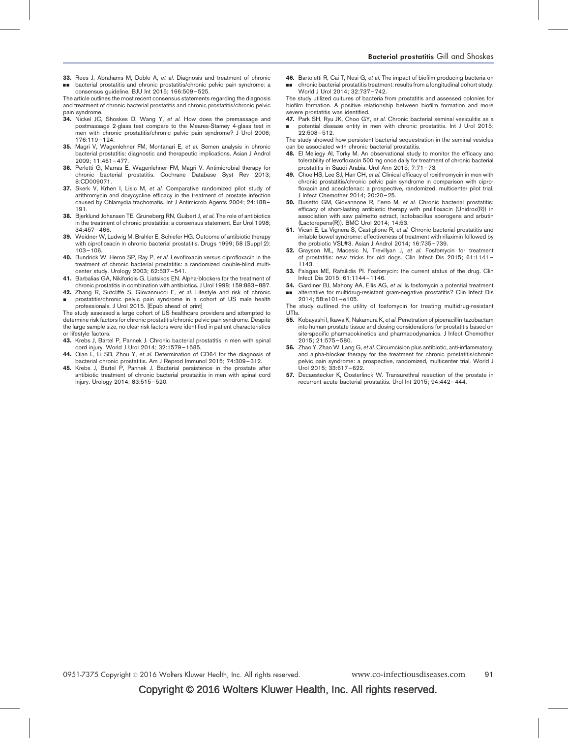33. Rees J, Abrahams M, Doble A, *et al.* Diagnosis and treatment of chronic ■■ bacterial prostatitis and chronic prostatitis/chronic pelvic pain syndrome: a consensus guideline. BJU Int 2015; 166:509–525.

The article outlines the most recent consensus statements regarding the diagnosis and treatment of chronic bacterial prostatitis and chronic prostatitis/chronic pelvic pain syndrome.

34. Nickel JC, Shoskes D, Wang Y, *et al.* How does the premassage and postmassage 2-glass test compare to the Meares-Stamey 4-glass test in men with chronic prostatitis/chronic pelvic pain syndrome? J Urol 2006; 176:119–124.

35. Magri V, Wagenlehner FM, Montanari E, *et al.* Semen analysis in chronic bacterial prostatitis: diagnostic and therapeutic implications. Asian J Androl 2009; 11:461–477.

36. Perletti G, Marras E, Wagenlehner FM, Magri V. Antimicrobial therapy for chronic bacterial prostatitis. Cochrane Database Syst Rev 2013; 8:CD009071.

37. Skerk V, Krhen I, Lisic M, *et al.* Comparative randomized pilot study of azithromycin and doxycycline efficacy in the treatment of prostate infection caused by Chlamydia trachomatis. Int J Antimicrob Agents 2004; 24:188–191.

38. Bjerklund Johansen TE, Gruneberg RN, Guibert J, *et al.* The role of antibiotics in the treatment of chronic prostatitis: a consensus statement. Eur Urol 1998; 34:457–466.

39. Weidner W, Ludwig M, Brahler E, Schiefer HG. Outcome of antibiotic therapy with ciprofloxacin in chronic bacterial prostatitis. Drugs 1999; 58 (Suppl 2): 103–106.

40. Bundrick W, Heron SP, Ray P, *et al.* Levofloxacin versus ciprofloxacin in the treatment of chronic bacterial prostatitis: a randomized double-blind multicenter study. Urology 2003; 62:537–541.

41. Barbalias GA, Nikiforidis G, Liatsikos EN. Alpha-blockers for the treatment of chronic prostatitis in combination with antibiotics. J Urol 1998; 159:883–887.

42. Zhang R, Sutcliffe S, Giovannucci E, *et al.* Lifestyle and risk of chronic ■ prostatitis/chronic pelvic pain syndrome in a cohort of US male health professionals. J Urol 2015. [Epub ahead of print]

The study assessed a large cohort of US healthcare providers and attempted to determine risk factors for chronic prostatitis/chronic pelvic pain syndrome. Despite the large sample size, no clear risk factors were identified in patient characteristics or lifestyle factors.

43. Krebs J, Bartel P, Pannek J. Chronic bacterial prostatitis in men with spinal cord injury. World J Urol 2014; 32:1579–1585.

44. Qian L, Li SB, Zhou Y, *et al.* Determination of CD64 for the diagnosis of bacterial chronic prostatitis. Am J Reprod Immunol 2015; 74:309–312.

45. Krebs J, Bartel P, Pannek J. Bacterial persistence in the prostate after antibiotic treatment of chronic bacterial prostatitis in men with spinal cord injury. Urology 2014; 83:515–520.

46. Bartoletti R, Cai T, Nesi G, *et al.* The impact of biofilm-producing bacteria on ■■ chronic bacterial prostatitis treatment: results from a longitudinal cohort study. World J Urol 2014; 32:737–742.

The study utilized cultures of bacteria from prostatitis and assessed colonies for biofilm formation. A positive relationship between biofilm formation and more severe prostatitis was identified.

47. Park SH, Ryu JK, Choo GY, *et al.* Chronic bacterial seminal vesiculitis as a ■ potential disease entity in men with chronic prostatitis. Int J Urol 2015; 22:508–512.

The study showed how persistent bacterial sequestration in the seminal vesicles can be associated with chronic bacterial prostatitis.

48. El Meliegy AI, Torky M. An observational study to monitor the efficacy and tolerability of levofloxacin 500 mg once daily for treatment of chronic bacterial prostatitis in Saudi Arabia. Urol Ann 2015; 7:71–73.

49. Choe HS, Lee SJ, Han CH, *et al.* Clinical efficacy of roxithromycin in men with chronic prostatitis/chronic pelvic pain syndrome in comparison with ciprofloxacin and aceclofenac: a prospective, randomized, multicenter pilot trial. J Infect Chemother 2014; 20:20–25.

50. Busetto GM, Giovannone R, Ferro M, *et al.* Chronic bacterial prostatitis: efficacy of short-lasting antibiotic therapy with prulifloxacin (Unidrox(R)) in association with saw palmetto extract, lactobacillus sporogens and arbutin (Lactorepens(R)). BMC Urol 2014; 14:53.

51. Vicari E, La Vignera S, Castiglione R, *et al.* Chronic bacterial prostatitis and irritable bowel syndrome: effectiveness of treatment with rifaximin followed by the probiotic VSL#3. Asian J Androl 2014; 16:735–739.

52. Grayson ML, Macesic N, Trevillyan J, *et al.* Fosfomycin for treatment of prostatitis: new tricks for old dogs. Clin Infect Dis 2015; 61:1141–1143.

53. Falagas ME, Rafailidis PI. Fosfomycin: the current status of the drug. Clin Infect Dis 2015; 61:1144–1146.

54. Gardiner BJ, Mahony AA, Ellis AG, *et al.* Is fosfomycin a potential treatment ■■ alternative for multidrug-resistant gram-negative prostatitis? Clin Infect Dis 2014; 58:e101–e105.

The study outlined the utility of fosfomycin for treating multidrug-resistant UTIs.

55. Kobayashi I, Ikawa K, Nakamura K, *et al.* Penetration of piperacillin-tazobactam into human prostate tissue and dosing considerations for prostatitis based on site-specific pharmacokinetics and pharmacodynamics. J Infect Chemother 2015; 21:575–580.

56. Zhao Y, Zhao W, Lang G, *et al.* Circumcision plus antibiotic, anti-inflammatory, and alpha-blocker therapy for the treatment for chronic prostatitis/chronic pelvic pain syndrome: a prospective, randomized, multicenter trial. World J Urol 2015; 33:617–622.

57. Decaestecker K, Oosterlinck W. Transurethral resection of the prostate in recurrent acute bacterial prostatitis. Urol Int 2015; 94:442–444.